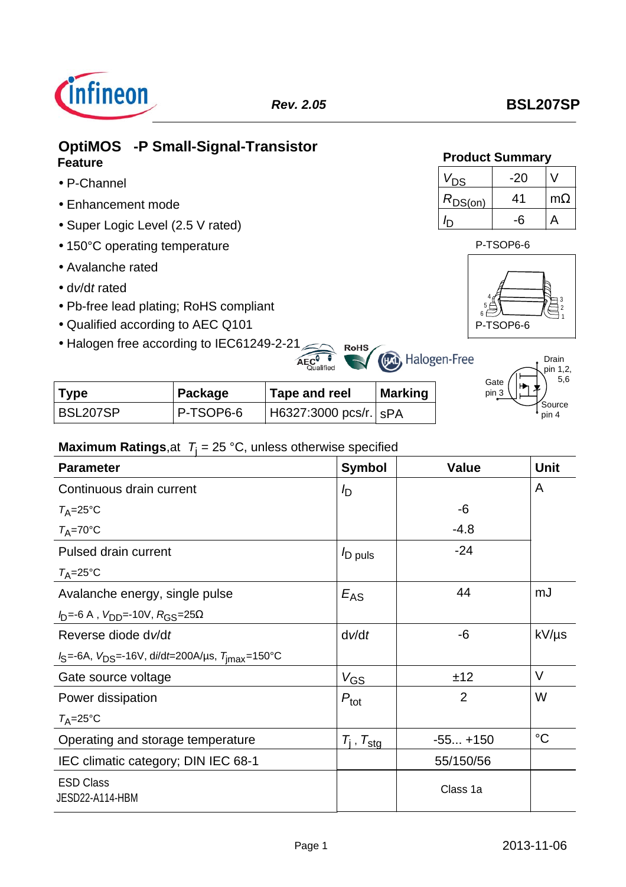# OptiMOS -P Small-Signal-Transistor

### Feature

- P-Channel
- Enhancement mode
- Super Logic Level (2.5 V rated)
- 150°C operating temperature
- Avalanche rated
- d*v*/d*t* rated
- Pb-free lead plating; RoHS compliant
- Qualified according to AEC Q101
- Halogen free according to IEC61249-2-21

AEC Qualified RoHS Halogen-Free

### Product Summary

| | | |
|---|---|---|
| $V_{DS}$ | -20 | V |
| $R_{DS(on)}$ | 41 | mΩ |
| $I_D$ | -6 | A |

P-TSOP6-6

Drain pin 1,2, 5,6
Gate pin 3
Source pin 4

| Type | Package | Tape and reel | Marking |
|---|---|---|---|
| BSL207SP | P-TSOP6-6 | H6327:3000 pcs/r. | sPA |

**Maximum Ratings**,at $T_j$ = 25 °C, unless otherwise specified

| Parameter | Symbol | Value | Unit |
|---|---|---|---|
| Continuous drain current | $I_D$ | | A |
| $T_A$=25°C | | -6 | |
| $T_A$=70°C | | -4.8 | |
| Pulsed drain current | $I_{D\ puls}$ | -24 | |
| $T_A$=25°C | | | |
| Avalanche energy, single pulse | $E_{AS}$ | 44 | mJ |
| $I_D$=-6 A , $V_{DD}$=-10V, $R_{GS}$=25Ω | | | |
| Reverse diode d*v*/d*t* | d*v*/d*t* | -6 | kV/µs |
| $I_S$=-6A, $V_{DS}$=-16V, d*i*/d*t*=200A/µs, $T_{jmax}$=150°C | | | |
| Gate source voltage | $V_{GS}$ | ±12 | V |
| Power dissipation | $P_{tot}$ | 2 | W |
| $T_A$=25°C | | | |
| Operating and storage temperature | $T_j$ , $T_{stg}$ | -55... +150 | °C |
| IEC climatic category; DIN IEC 68-1 | | 55/150/56 | |
| ESD Class JESD22-A114-HBM | | Class 1a | |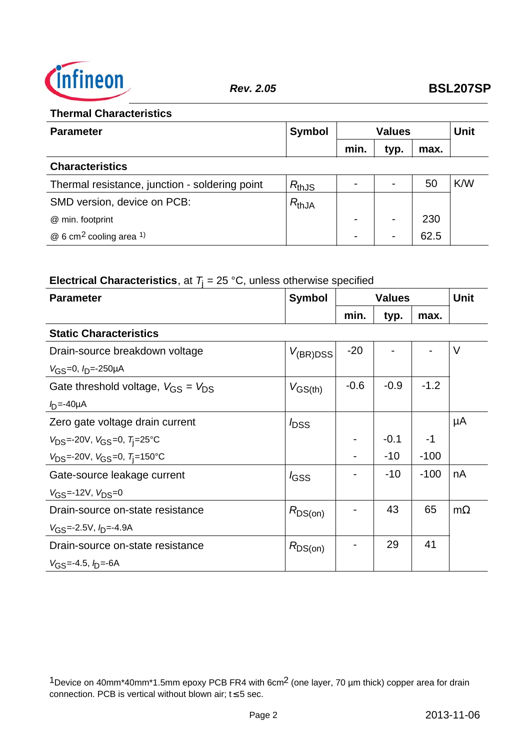## Thermal Characteristics

| Parameter | Symbol | Values | | | Unit |
|---|---|---|---|---|---|
| | | min. | typ. | max. | |
| **Characteristics** | | | | | |
| Thermal resistance, junction - soldering point | $R_{thJS}$ | - | - | 50 | K/W |
| SMD version, device on PCB: | $R_{thJA}$ | | | | |
| @ min. footprint | | - | - | 230 | |
| @ 6 $cm^2$ cooling area [1)] | | - | - | 62.5 | |

## Electrical Characteristics, at $T_j$ = 25 °C, unless otherwise specified

| Parameter | Symbol | Values | | | Unit |
|---|---|---|---|---|---|
| | | min. | typ. | max. | |
| **Static Characteristics** | | | | | |
| Drain-source breakdown voltage<br>$V_{GS}$=0, $I_D$=-250µA | $V_{(BR)DSS}$ | -20 | - | - | V |
| Gate threshold voltage, $V_{GS} = V_{DS}$<br>$I_D$=-40µA | $V_{GS(th)}$ | -0.6 | -0.9 | -1.2 | |
| Zero gate voltage drain current | $I_{DSS}$ | | | | µA |
| $V_{DS}$=-20V, $V_{GS}$=0, $T_j$=25°C | | - | -0.1 | -1 | |
| $V_{DS}$=-20V, $V_{GS}$=0, $T_j$=150°C | | - | -10 | -100 | |
| Gate-source leakage current<br>$V_{GS}$=-12V, $V_{DS}$=0 | $I_{GSS}$ | - | -10 | -100 | nA |
| Drain-source on-state resistance<br>$V_{GS}$=-2.5V, $I_D$=-4.9A | $R_{DS(on)}$ | - | 43 | 65 | mΩ |
| Drain-source on-state resistance<br>$V_{GS}$=-4.5, $I_D$=-6A | $R_{DS(on)}$ | - | 29 | 41 | |

[1]Device on 40mm*40mm*1.5mm epoxy PCB FR4 with 6$cm^2$ (one layer, 70 µm thick) copper area for drain connection. PCB is vertical without blown air; t≤5 sec.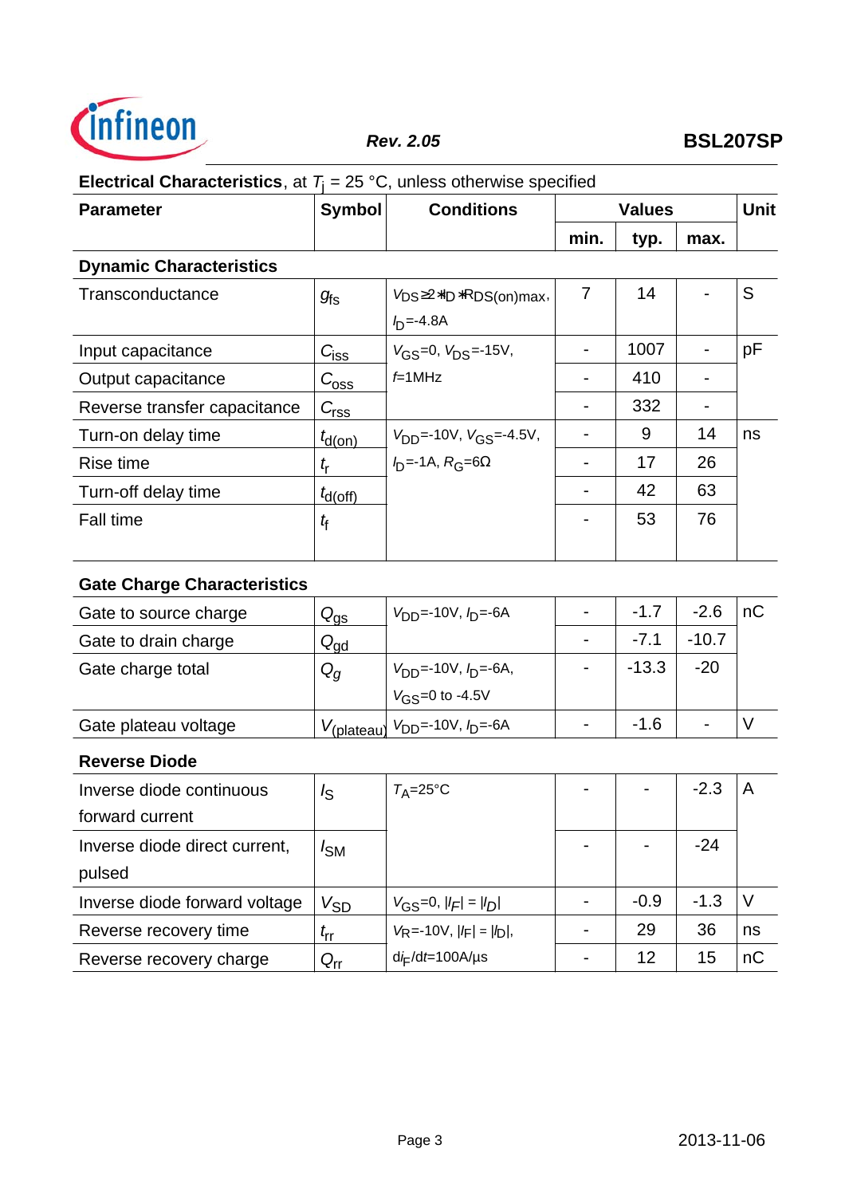**Electrical Characteristics**, at $T_j$ = 25 °C, unless otherwise specified

| Parameter | Symbol | Conditions | Values | | | Unit |
|---|---|---|---|---|---|---|
| | | | min. | typ. | max. | |
| **Dynamic Characteristics** | | | | | | |
| Transconductance | $g_{fs}$ | $V_{DS}$≥2*$I_D$*$R_{DS(on)max}$, $I_D$=-4.8A | 7 | 14 | - | S |
| Input capacitance | $C_{iss}$ | $V_{GS}$=0, $V_{DS}$=-15V, $f$=1MHz | - | 1007 | - | pF |
| Output capacitance | $C_{oss}$ | | - | 410 | - | |
| Reverse transfer capacitance | $C_{rss}$ | | - | 332 | - | |
| Turn-on delay time | $t_{d(on)}$ | $V_{DD}$=-10V, $V_{GS}$=-4.5V, $I_D$=-1A, $R_G$=6Ω | - | 9 | 14 | ns |
| Rise time | $t_r$ | | - | 17 | 26 | |
| Turn-off delay time | $t_{d(off)}$ | | - | 42 | 63 | |
| Fall time | $t_f$ | | - | 53 | 76 | |

**Gate Charge Characteristics**

| Parameter | Symbol | Conditions | min. | typ. | max. | Unit |
|---|---|---|---|---|---|---|
| Gate to source charge | $Q_{gs}$ | $V_{DD}$=-10V, $I_D$=-6A | - | -1.7 | -2.6 | nC |
| Gate to drain charge | $Q_{gd}$ | | - | -7.1 | -10.7 | |
| Gate charge total | $Q_g$ | $V_{DD}$=-10V, $I_D$=-6A, $V_{GS}$=0 to -4.5V | - | -13.3 | -20 | |
| Gate plateau voltage | $V_{(plateau)}$ | $V_{DD}$=-10V, $I_D$=-6A | - | -1.6 | - | V |

**Reverse Diode**

| Parameter | Symbol | Conditions | min. | typ. | max. | Unit |
|---|---|---|---|---|---|---|
| Inverse diode continuous forward current | $I_S$ | $T_A$=25°C | - | - | -2.3 | A |
| Inverse diode direct current, pulsed | $I_{SM}$ | | - | - | -24 | |
| Inverse diode forward voltage | $V_{SD}$ | $V_{GS}$=0, $\|I_F\| = \|I_D\|$ | - | -0.9 | -1.3 | V |
| Reverse recovery time | $t_{rr}$ | $V_R$=-10V, $\|I_F\| = \|I_D\|$, $di_F/dt$=100A/µs | - | 29 | 36 | ns |
| Reverse recovery charge | $Q_{rr}$ | | - | 12 | 15 | nC |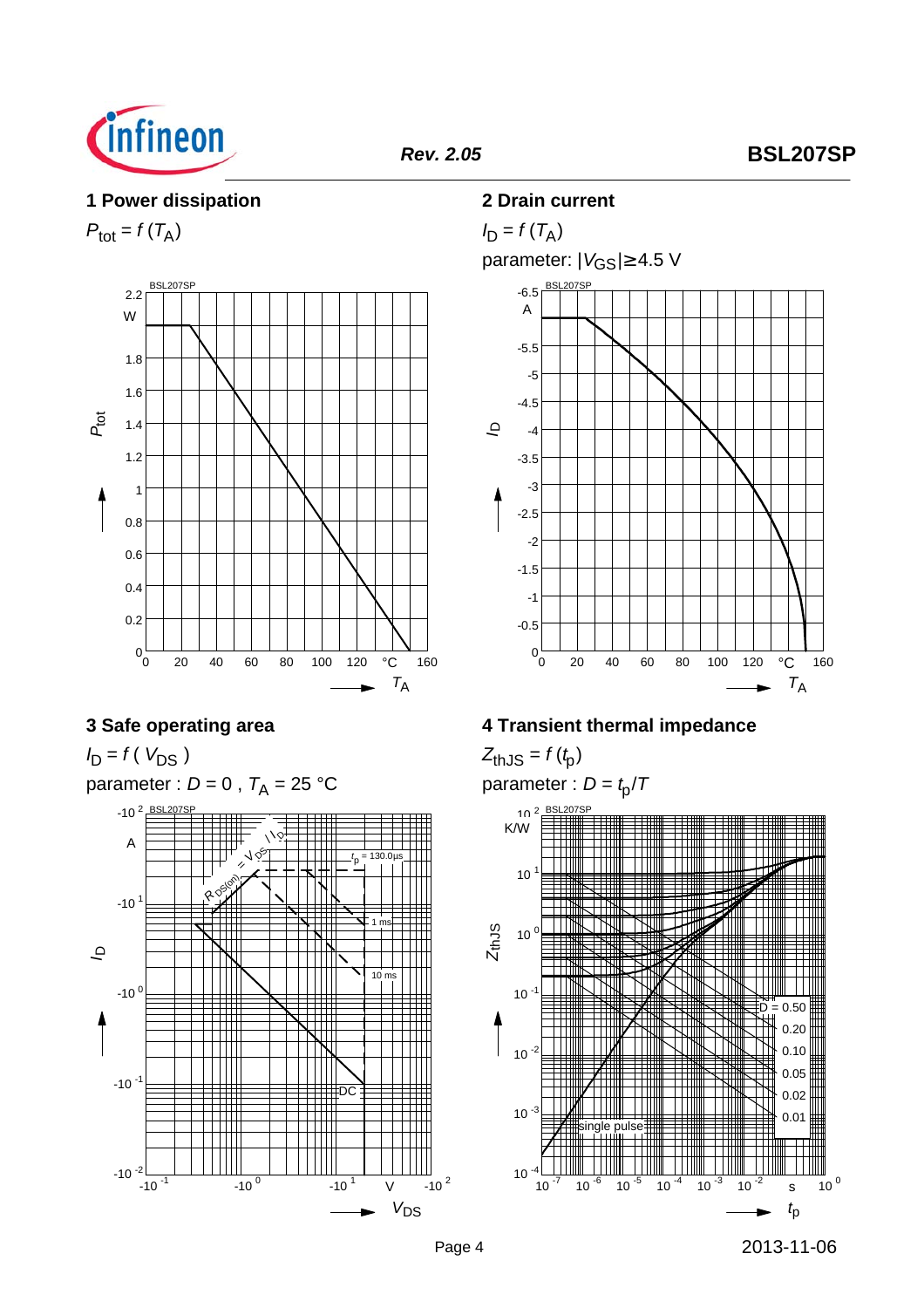## 1 Power dissipation

$P_{tot} = f(T_A)$

BSL207SP

2.2
W
1.8
1.6
1.4
1.2
1
0.8
0.6
0.4
0.2
0

$P_{tot}$

0 20 40 60 80 100 120 °C 160

$T_A$

## 2 Drain current

$I_D = f(T_A)$

parameter: $|V_{GS}| \geq 4.5$ V

BSL207SP

-6.5
A
-5.5
-5
-4.5
-4
-3.5
-3
-2.5
-2
-1.5
-1
-0.5
0

$I_D$

0 20 40 60 80 100 120 °C 160

$T_A$

## 3 Safe operating area

$I_D = f(V_{DS})$

parameter : $D = 0$ , $T_A = 25$ °C

BSL207SP

$-10^{2}$
A
$-10^{1}$
$-10^{0}$
$-10^{-1}$
$-10^{-2}$

$I_D$

$R_{DS(on)} = V_{DS} / I_D$

$t_p = 130.0$µs

1 ms

10 ms

DC

$-10^{-1}$ $-10^{0}$ $-10^{1}$ V $-10^{2}$

$V_{DS}$

## 4 Transient thermal impedance

$Z_{thJS} = f(t_p)$

parameter : $D = t_p/T$

BSL207SP

$10^{2}$
K/W
$10^{1}$
$10^{0}$
$10^{-1}$
$10^{-2}$
$10^{-3}$
$10^{-4}$

$Z_{thJS}$

D = 0.50
0.20
0.10
0.05
0.02
0.01
single pulse

$10^{-7}$ $10^{-6}$ $10^{-5}$ $10^{-4}$ $10^{-3}$ $10^{-2}$ s $10^{0}$

$t_p$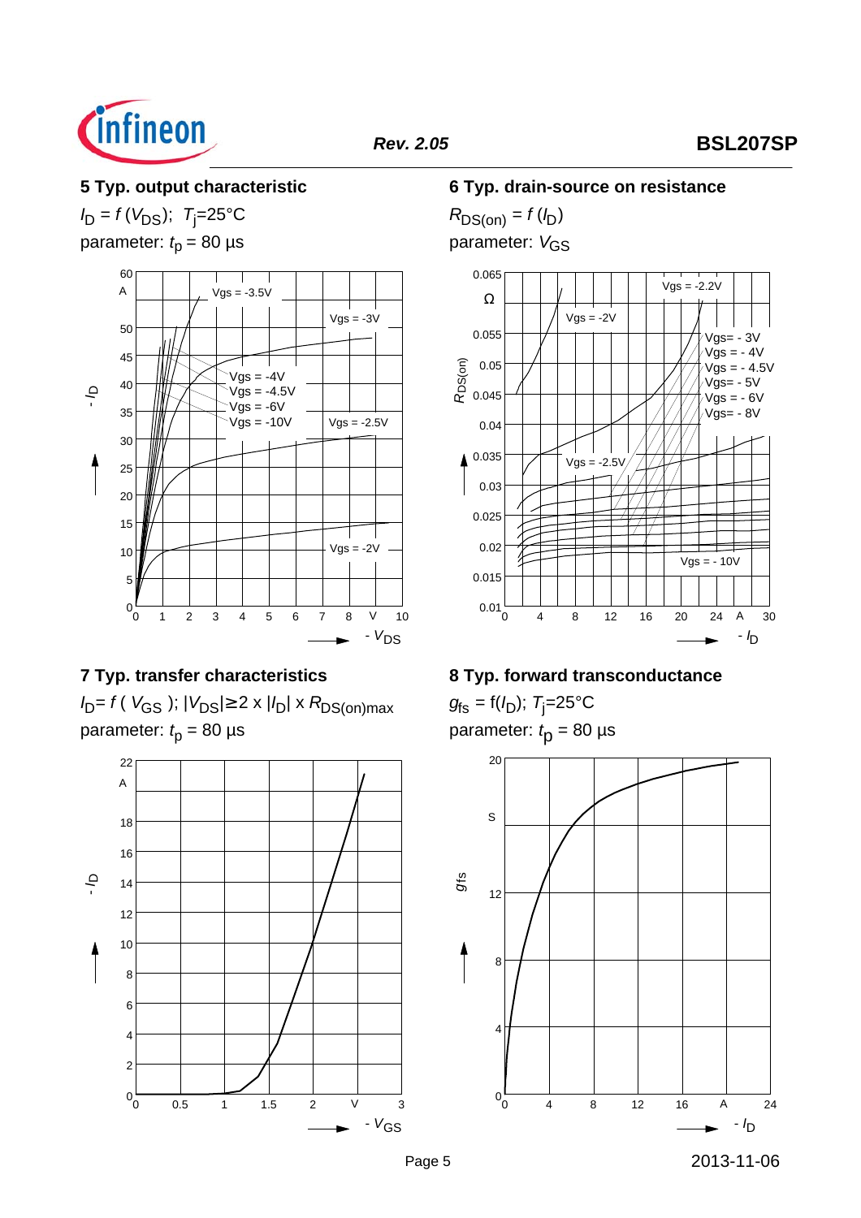## 5 Typ. output characteristic

$I_D = f(V_{DS})$; $T_j$=25°C

parameter: $t_p$ = 80 µs

60
A
Vgs = -3.5V
Vgs = -3V
50
45
40
35
30
25
20
15
10
5
0
Vgs = -4V
Vgs = -4.5V
Vgs = -6V
Vgs = -10V
Vgs = -2.5V
Vgs = -2V
- $I_D$
0 1 2 3 4 5 6 7 8 V 10
- $V_{DS}$

## 6 Typ. drain-source on resistance

$R_{DS(on)} = f(I_D)$

parameter: $V_{GS}$

0.065
Ω
0.055
0.05
0.045
0.04
0.035
0.03
0.025
0.02
0.015
0.01
Vgs = -2.2V
Vgs = -2V
Vgs= - 3V
Vgs = - 4V
Vgs = - 4.5V
Vgs= - 5V
Vgs = - 6V
Vgs= - 8V
Vgs = -2.5V
Vgs = - 10V
$R_{DS(on)}$
0 4 8 12 16 20 24 A 30
- $I_D$

## 7 Typ. transfer characteristics

$I_D = f(V_{GS})$; $|V_{DS}| \geq 2 \times |I_D| \times R_{DS(on)max}$

parameter: $t_p$ = 80 µs

22
A
18
16
14
12
10
8
6
4
2
0
- $I_D$
0 0.5 1 1.5 2 V 3
- $V_{GS}$

## 8 Typ. forward transconductance

$g_{fs} = f(I_D)$; $T_j$=25°C

parameter: $t_p$ = 80 µs

20
S
12
8
4
0
$g_{fs}$
0 4 8 12 16 A 24
- $I_D$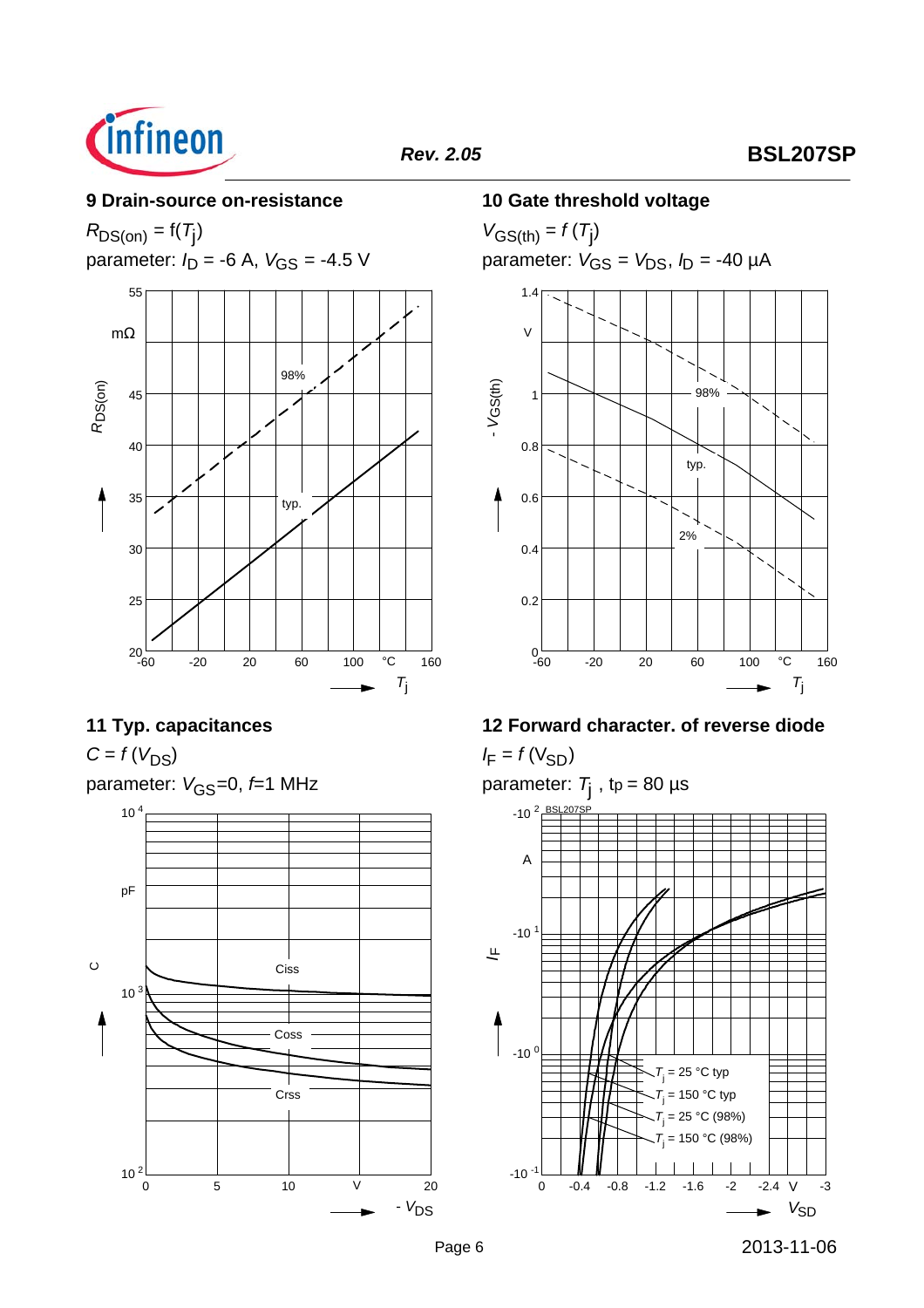## 9 Drain-source on-resistance

$R_{DS(on)} = f(T_j)$

parameter: $I_D$ = -6 A, $V_{GS}$ = -4.5 V

55
mΩ
45
40
35
30
25
20
$R_{DS(on)}$
98%
typ.
-60
-20
20
60
100
°C
160
$T_j$

## 10 Gate threshold voltage

$V_{GS(th)} = f(T_j)$

parameter: $V_{GS} = V_{DS}$, $I_D$ = -40 µA

1.4
V
1
0.8
0.6
0.4
0.2
0
$-V_{GS(th)}$
98%
typ.
2%
-60
-20
20
60
100
°C
160
$T_j$

## 11 Typ. capacitances

$C = f(V_{DS})$

parameter: $V_{GS}$=0, $f$=1 MHz

$10^4$
pF
$10^3$
$10^2$
C
Ciss
Coss
Crss
0
5
10
V
20
$-V_{DS}$

## 12 Forward character. of reverse diode

$I_F = f(V_{SD})$

parameter: $T_j$ , tp = 80 µs

$-10^2$
BSL207SP
A
$-10^1$
$-10^0$
$-10^{-1}$
$I_F$
$T_j$ = 25 °C typ
$T_j$ = 150 °C typ
$T_j$ = 25 °C (98%)
$T_j$ = 150 °C (98%)
0
-0.4
-0.8
-1.2
-1.6
-2
-2.4
V
-3
$V_{SD}$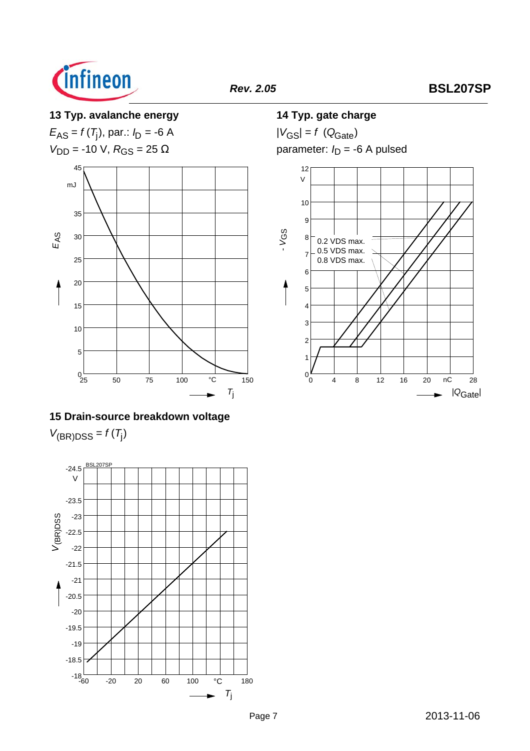### 13 Typ. avalanche energy

$E_{AS} = f(T_j)$, par.: $I_D$ = -6 A

$V_{DD}$ = -10 V, $R_{GS}$ = 25 Ω

$E_{AS}$

45
mJ
35
30
25
20
15
10
5
0
25
50
75
100
°C
150
$T_j$

### 14 Typ. gate charge

$|V_{GS}| = f(Q_{Gate})$

parameter: $I_D$ = -6 A pulsed

- $V_{GS}$

12
V
10
9
8
7
6
5
4
3
2
1
0
0
4
8
12
16
20
nC
28
$|Q_{Gate}|$

0.2 VDS max.
0.5 VDS max.
0.8 VDS max.

### 15 Drain-source breakdown voltage

$V_{(BR)DSS} = f(T_j)$

BSL207SP

$V_{(BR)DSS}$

-24.5
V
-23.5
-23
-22.5
-22
-21.5
-21
-20.5
-20
-19.5
-19
-18.5
-18
-60
-20
20
60
100
°C
180
$T_j$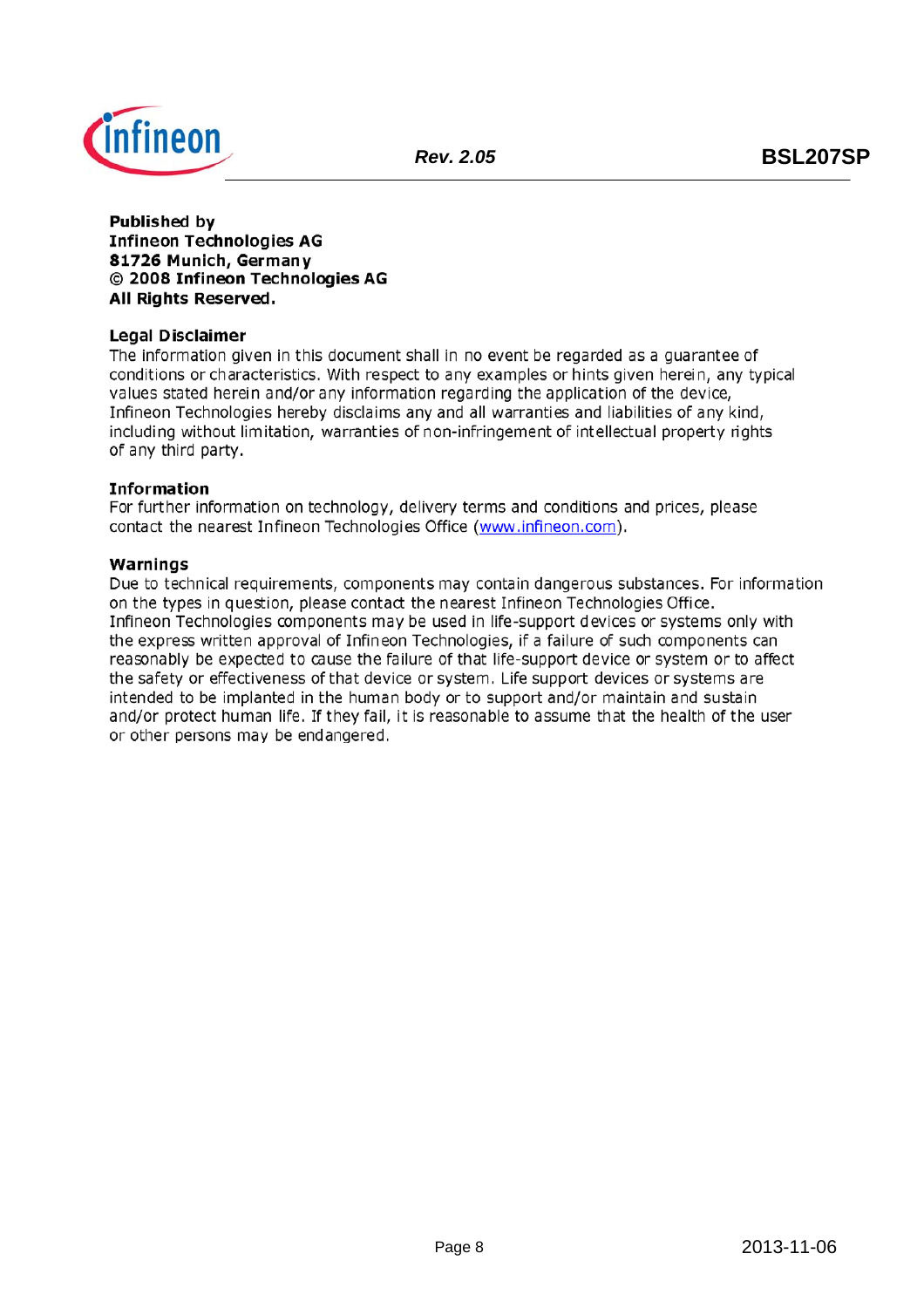**Published by**
**Infineon Technologies AG**
**81726 Munich, Germany**
**© 2008 Infineon Technologies AG**
**All Rights Reserved.**

**Legal Disclaimer**

The information given in this document shall in no event be regarded as a guarantee of conditions or characteristics. With respect to any examples or hints given herein, any typical values stated herein and/or any information regarding the application of the device, Infineon Technologies hereby disclaims any and all warranties and liabilities of any kind, including without limitation, warranties of non-infringement of intellectual property rights of any third party.

**Information**

For further information on technology, delivery terms and conditions and prices, please contact the nearest Infineon Technologies Office (www.infineon.com).

**Warnings**

Due to technical requirements, components may contain dangerous substances. For information on the types in question, please contact the nearest Infineon Technologies Office.
Infineon Technologies components may be used in life-support devices or systems only with the express written approval of Infineon Technologies, if a failure of such components can reasonably be expected to cause the failure of that life-support device or system or to affect the safety or effectiveness of that device or system. Life support devices or systems are intended to be implanted in the human body or to support and/or maintain and sustain and/or protect human life. If they fail, it is reasonable to assume that the health of the user or other persons may be endangered.